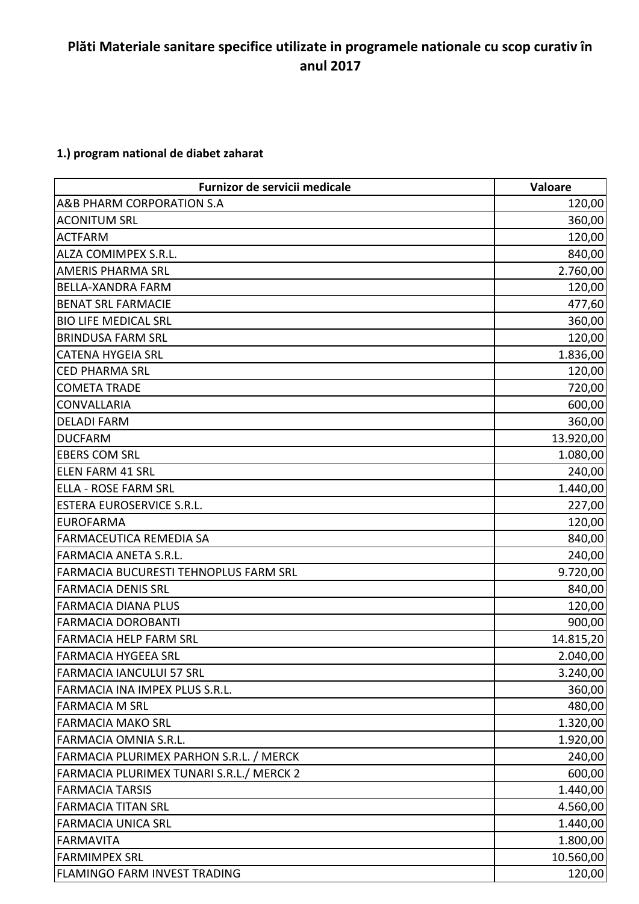# Plăti Materiale sanitare specifice utilizate in programele nationale cu scop curativ în anul 2017

**1.) program national de diabet zaharat**

| Furnizor de servicii medicale | Valoare |
|---|---:|
| A&B PHARM CORPORATION S.A | 120,00 |
| ACONITUM SRL | 360,00 |
| ACTFARM | 120,00 |
| ALZA COMIMPEX S.R.L. | 840,00 |
| AMERIS PHARMA SRL | 2.760,00 |
| BELLA-XANDRA FARM | 120,00 |
| BENAT SRL FARMACIE | 477,60 |
| BIO LIFE MEDICAL SRL | 360,00 |
| BRINDUSA FARM SRL | 120,00 |
| CATENA HYGEIA SRL | 1.836,00 |
| CED PHARMA SRL | 120,00 |
| COMETA TRADE | 720,00 |
| CONVALLARIA | 600,00 |
| DELADI FARM | 360,00 |
| DUCFARM | 13.920,00 |
| EBERS COM SRL | 1.080,00 |
| ELEN FARM 41 SRL | 240,00 |
| ELLA - ROSE FARM SRL | 1.440,00 |
| ESTERA EUROSERVICE S.R.L. | 227,00 |
| EUROFARMA | 120,00 |
| FARMACEUTICA REMEDIA SA | 840,00 |
| FARMACIA ANETA S.R.L. | 240,00 |
| FARMACIA BUCURESTI TEHNOPLUS FARM SRL | 9.720,00 |
| FARMACIA DENIS SRL | 840,00 |
| FARMACIA DIANA PLUS | 120,00 |
| FARMACIA DOROBANTI | 900,00 |
| FARMACIA HELP FARM SRL | 14.815,20 |
| FARMACIA HYGEEA SRL | 2.040,00 |
| FARMACIA IANCULUI 57 SRL | 3.240,00 |
| FARMACIA INA IMPEX PLUS S.R.L. | 360,00 |
| FARMACIA M SRL | 480,00 |
| FARMACIA MAKO SRL | 1.320,00 |
| FARMACIA OMNIA S.R.L. | 1.920,00 |
| FARMACIA PLURIMEX PARHON S.R.L. / MERCK | 240,00 |
| FARMACIA PLURIMEX TUNARI S.R.L./ MERCK 2 | 600,00 |
| FARMACIA TARSIS | 1.440,00 |
| FARMACIA TITAN SRL | 4.560,00 |
| FARMACIA UNICA SRL | 1.440,00 |
| FARMAVITA | 1.800,00 |
| FARMIMPEX SRL | 10.560,00 |
| FLAMINGO FARM INVEST TRADING | 120,00 |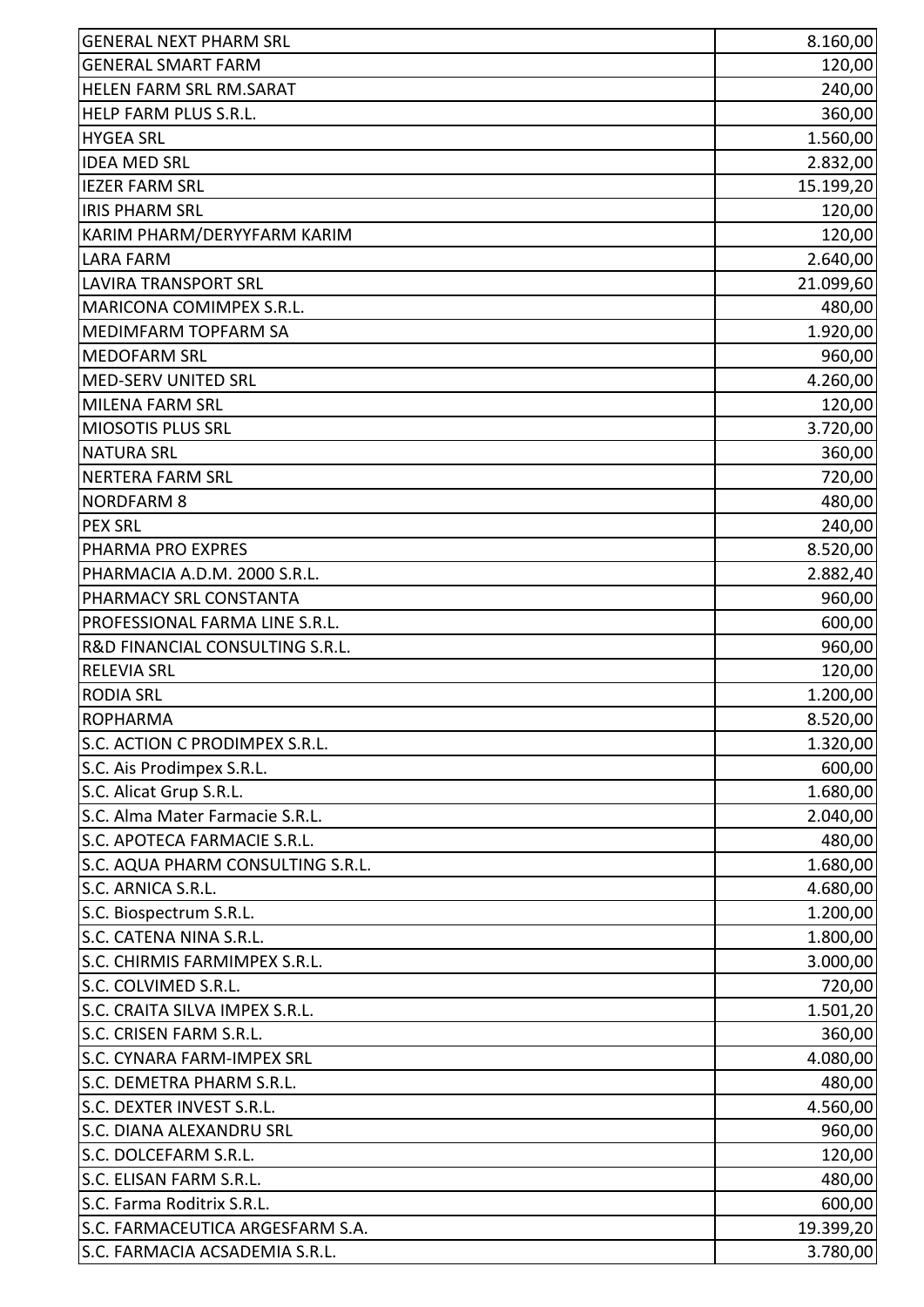| | |
|---|---|
| GENERAL NEXT PHARM SRL | 8.160,00 |
| GENERAL SMART FARM | 120,00 |
| HELEN FARM SRL RM.SARAT | 240,00 |
| HELP FARM PLUS S.R.L. | 360,00 |
| HYGEA SRL | 1.560,00 |
| IDEA MED SRL | 2.832,00 |
| IEZER FARM SRL | 15.199,20 |
| IRIS PHARM SRL | 120,00 |
| KARIM PHARM/DERYYFARM KARIM | 120,00 |
| LARA FARM | 2.640,00 |
| LAVIRA TRANSPORT SRL | 21.099,60 |
| MARICONA COMIMPEX S.R.L. | 480,00 |
| MEDIMFARM TOPFARM SA | 1.920,00 |
| MEDOFARM SRL | 960,00 |
| MED-SERV UNITED SRL | 4.260,00 |
| MILENA FARM SRL | 120,00 |
| MIOSOTIS PLUS SRL | 3.720,00 |
| NATURA SRL | 360,00 |
| NERTERA FARM SRL | 720,00 |
| NORDFARM 8 | 480,00 |
| PEX SRL | 240,00 |
| PHARMA PRO EXPRES | 8.520,00 |
| PHARMACIA A.D.M. 2000 S.R.L. | 2.882,40 |
| PHARMACY SRL CONSTANTA | 960,00 |
| PROFESSIONAL FARMA LINE S.R.L. | 600,00 |
| R&D FINANCIAL CONSULTING S.R.L. | 960,00 |
| RELEVIA SRL | 120,00 |
| RODIA SRL | 1.200,00 |
| ROPHARMA | 8.520,00 |
| S.C. ACTION C PRODIMPEX S.R.L. | 1.320,00 |
| S.C. Ais Prodimpex S.R.L. | 600,00 |
| S.C. Alicat Grup S.R.L. | 1.680,00 |
| S.C. Alma Mater Farmacie S.R.L. | 2.040,00 |
| S.C. APOTECA FARMACIE S.R.L. | 480,00 |
| S.C. AQUA PHARM CONSULTING S.R.L. | 1.680,00 |
| S.C. ARNICA S.R.L. | 4.680,00 |
| S.C. Biospectrum S.R.L. | 1.200,00 |
| S.C. CATENA NINA S.R.L. | 1.800,00 |
| S.C. CHIRMIS FARMIMPEX S.R.L. | 3.000,00 |
| S.C. COLVIMED S.R.L. | 720,00 |
| S.C. CRAITA SILVA IMPEX S.R.L. | 1.501,20 |
| S.C. CRISEN FARM S.R.L. | 360,00 |
| S.C. CYNARA FARM-IMPEX SRL | 4.080,00 |
| S.C. DEMETRA PHARM S.R.L. | 480,00 |
| S.C. DEXTER INVEST S.R.L. | 4.560,00 |
| S.C. DIANA ALEXANDRU SRL | 960,00 |
| S.C. DOLCEFARM S.R.L. | 120,00 |
| S.C. ELISAN FARM S.R.L. | 480,00 |
| S.C. Farma Roditrix S.R.L. | 600,00 |
| S.C. FARMACEUTICA ARGESFARM S.A. | 19.399,20 |
| S.C. FARMACIA ACSADEMIA S.R.L. | 3.780,00 |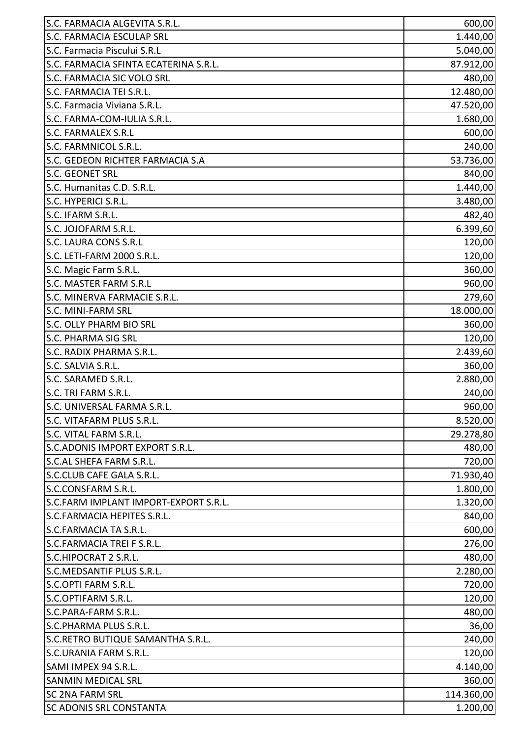| | |
|---|---|
| S.C. FARMACIA ALGEVITA S.R.L. | 600,00 |
| S.C. FARMACIA ESCULAP SRL | 1.440,00 |
| S.C. Farmacia Piscului S.R.L | 5.040,00 |
| S.C. FARMACIA SFINTA ECATERINA S.R.L. | 87.912,00 |
| S.C. FARMACIA SIC VOLO SRL | 480,00 |
| S.C. FARMACIA TEI S.R.L. | 12.480,00 |
| S.C. Farmacia Viviana S.R.L. | 47.520,00 |
| S.C. FARMA-COM-IULIA S.R.L. | 1.680,00 |
| S.C. FARMALEX S.R.L | 600,00 |
| S.C. FARMNICOL S.R.L. | 240,00 |
| S.C. GEDEON RICHTER FARMACIA S.A | 53.736,00 |
| S.C. GEONET SRL | 840,00 |
| S.C. Humanitas C.D. S.R.L. | 1.440,00 |
| S.C. HYPERICI S.R.L. | 3.480,00 |
| S.C. IFARM S.R.L. | 482,40 |
| S.C. JOJOFARM S.R.L. | 6.399,60 |
| S.C. LAURA CONS S.R.L | 120,00 |
| S.C. LETI-FARM 2000 S.R.L. | 120,00 |
| S.C. Magic Farm S.R.L. | 360,00 |
| S.C. MASTER FARM S.R.L | 960,00 |
| S.C. MINERVA FARMACIE S.R.L. | 279,60 |
| S.C. MINI-FARM SRL | 18.000,00 |
| S.C. OLLY PHARM BIO SRL | 360,00 |
| S.C. PHARMA SIG SRL | 120,00 |
| S.C. RADIX PHARMA S.R.L. | 2.439,60 |
| S.C. SALVIA S.R.L. | 360,00 |
| S.C. SARAMED S.R.L. | 2.880,00 |
| S.C. TRI FARM S.R.L. | 240,00 |
| S.C. UNIVERSAL FARMA S.R.L. | 960,00 |
| S.C. VITAFARM PLUS S.R.L. | 8.520,00 |
| S.C. VITAL FARM S.R.L. | 29.278,80 |
| S.C.ADONIS IMPORT EXPORT S.R.L. | 480,00 |
| S.C.AL SHEFA FARM S.R.L. | 720,00 |
| S.C.CLUB CAFE GALA S.R.L. | 71.930,40 |
| S.C.CONSFARM S.R.L. | 1.800,00 |
| S.C.FARM IMPLANT IMPORT-EXPORT S.R.L. | 1.320,00 |
| S.C.FARMACIA HEPITES S.R.L. | 840,00 |
| S.C.FARMACIA TA S.R.L. | 600,00 |
| S.C.FARMACIA TREI F S.R.L. | 276,00 |
| S.C.HIPOCRAT 2 S.R.L. | 480,00 |
| S.C.MEDSANTIF PLUS S.R.L. | 2.280,00 |
| S.C.OPTI FARM S.R.L. | 720,00 |
| S.C.OPTIFARM S.R.L. | 120,00 |
| S.C.PARA-FARM S.R.L. | 480,00 |
| S.C.PHARMA PLUS S.R.L. | 36,00 |
| S.C.RETRO BUTIQUE SAMANTHA S.R.L. | 240,00 |
| S.C.URANIA FARM S.R.L. | 120,00 |
| SAMI IMPEX 94 S.R.L. | 4.140,00 |
| SANMIN MEDICAL SRL | 360,00 |
| SC 2NA FARM SRL | 114.360,00 |
| SC ADONIS SRL CONSTANTA | 1.200,00 |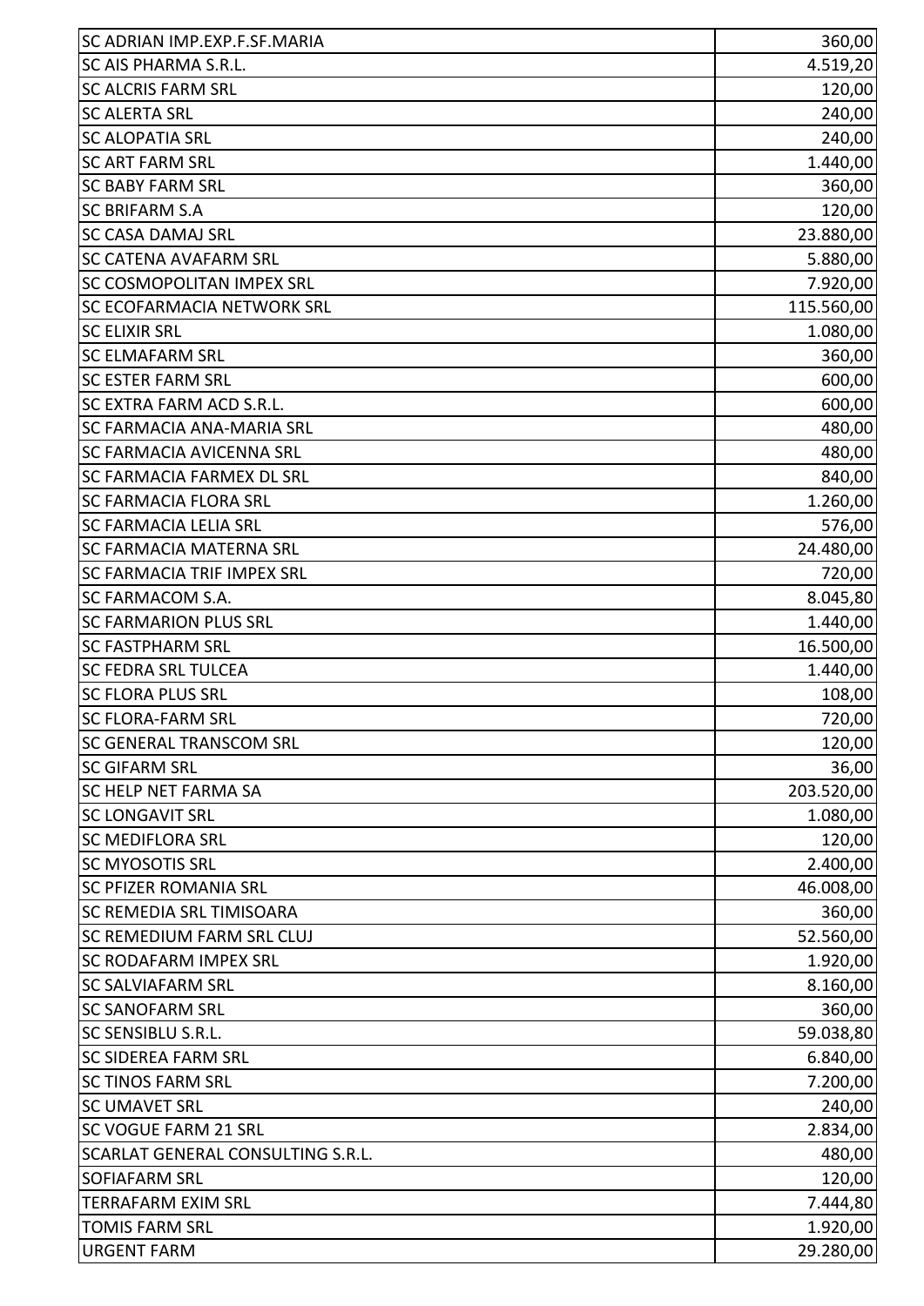| | |
|---|---|
| SC ADRIAN IMP.EXP.F.SF.MARIA | 360,00 |
| SC AIS PHARMA S.R.L. | 4.519,20 |
| SC ALCRIS FARM SRL | 120,00 |
| SC ALERTA SRL | 240,00 |
| SC ALOPATIA SRL | 240,00 |
| SC ART FARM SRL | 1.440,00 |
| SC BABY FARM SRL | 360,00 |
| SC BRIFARM S.A | 120,00 |
| SC CASA DAMAJ SRL | 23.880,00 |
| SC CATENA AVAFARM SRL | 5.880,00 |
| SC COSMOPOLITAN IMPEX SRL | 7.920,00 |
| SC ECOFARMACIA NETWORK SRL | 115.560,00 |
| SC ELIXIR SRL | 1.080,00 |
| SC ELMAFARM SRL | 360,00 |
| SC ESTER FARM SRL | 600,00 |
| SC EXTRA FARM ACD S.R.L. | 600,00 |
| SC FARMACIA ANA-MARIA SRL | 480,00 |
| SC FARMACIA AVICENNA SRL | 480,00 |
| SC FARMACIA FARMEX DL SRL | 840,00 |
| SC FARMACIA FLORA SRL | 1.260,00 |
| SC FARMACIA LELIA SRL | 576,00 |
| SC FARMACIA MATERNA SRL | 24.480,00 |
| SC FARMACIA TRIF IMPEX SRL | 720,00 |
| SC FARMACOM S.A. | 8.045,80 |
| SC FARMARION PLUS SRL | 1.440,00 |
| SC FASTPHARM SRL | 16.500,00 |
| SC FEDRA SRL TULCEA | 1.440,00 |
| SC FLORA PLUS SRL | 108,00 |
| SC FLORA-FARM SRL | 720,00 |
| SC GENERAL TRANSCOM SRL | 120,00 |
| SC GIFARM SRL | 36,00 |
| SC HELP NET FARMA SA | 203.520,00 |
| SC LONGAVIT SRL | 1.080,00 |
| SC MEDIFLORA SRL | 120,00 |
| SC MYOSOTIS SRL | 2.400,00 |
| SC PFIZER ROMANIA SRL | 46.008,00 |
| SC REMEDIA SRL TIMISOARA | 360,00 |
| SC REMEDIUM FARM SRL CLUJ | 52.560,00 |
| SC RODAFARM IMPEX SRL | 1.920,00 |
| SC SALVIAFARM SRL | 8.160,00 |
| SC SANOFARM SRL | 360,00 |
| SC SENSIBLU S.R.L. | 59.038,80 |
| SC SIDEREA FARM SRL | 6.840,00 |
| SC TINOS FARM SRL | 7.200,00 |
| SC UMAVET SRL | 240,00 |
| SC VOGUE FARM 21 SRL | 2.834,00 |
| SCARLAT GENERAL CONSULTING S.R.L. | 480,00 |
| SOFIAFARM SRL | 120,00 |
| TERRAFARM EXIM SRL | 7.444,80 |
| TOMIS FARM SRL | 1.920,00 |
| URGENT FARM | 29.280,00 |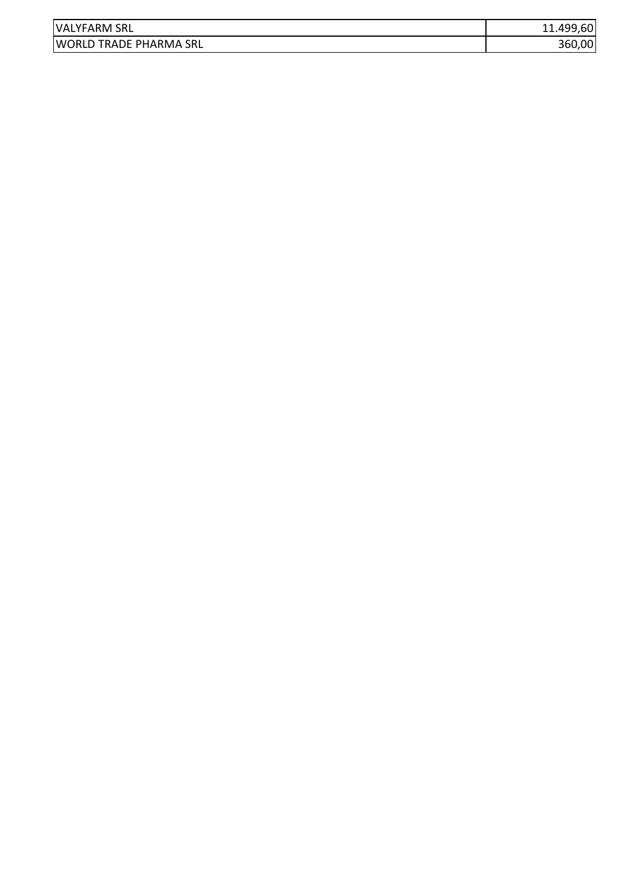| | |
|---|---|
| VALYFARM SRL | 11.499,60 |
| WORLD TRADE PHARMA SRL | 360,00 |